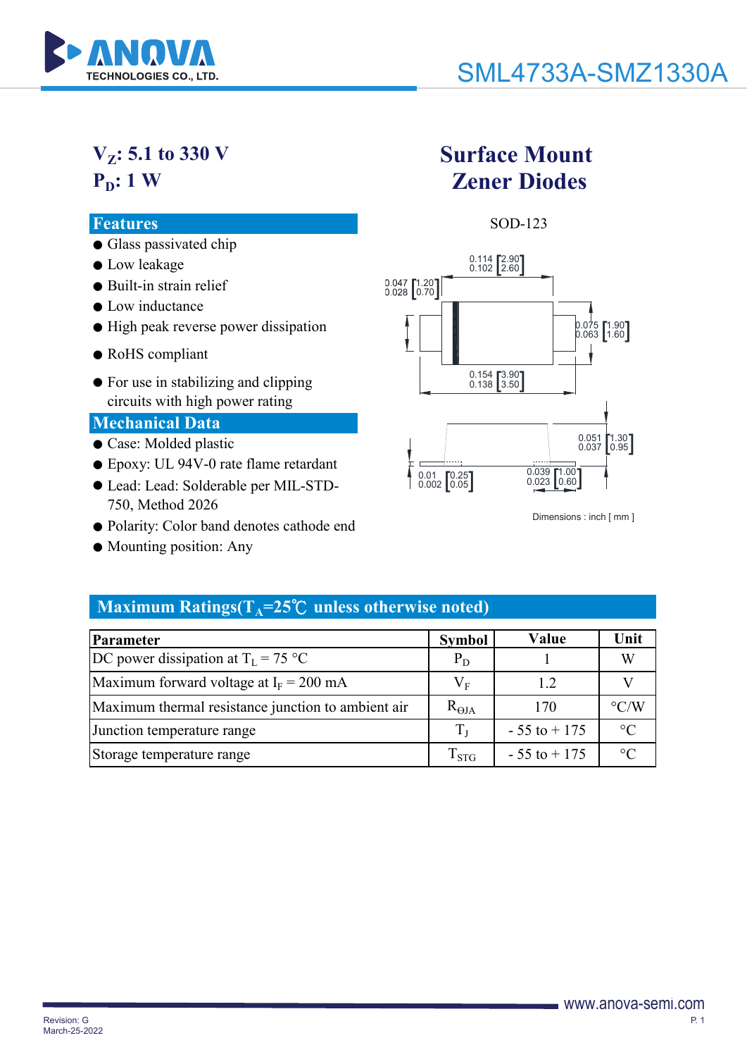# SML4733A-SMZ1330A

**$V_Z$: 5.1 to 330 V**
**$P_D$: 1 W**

## Surface Mount Zener Diodes

### Features

- Glass passivated chip
- Low leakage
- Built-in strain relief
- Low inductance
- High peak reverse power dissipation
- RoHS compliant
- For use in stabilizing and clipping circuits with high power rating

### Mechanical Data

- Case: Molded plastic
- Epoxy: UL 94V-0 rate flame retardant
- Lead: Lead: Solderable per MIL-STD-750, Method 2026
- Polarity: Color band denotes cathode end
- Mounting position: Any

SOD-123

0.114 [2.90] 0.102 [2.60]
0.047 [1.20] 0.028 [0.70]
0.075 [1.90] 0.063 [1.60]
0.154 [3.90] 0.138 [3.50]
0.051 [1.30] 0.037 [0.95]
0.01 [0.25] 0.002 [0.05]
0.039 [1.00] 0.023 [0.60]

Dimensions : inch [ mm ]

### Maximum Ratings($T_A$=25℃ unless otherwise noted)

| Parameter | Symbol | Value | Unit |
|---|---|---|---|
| DC power dissipation at $T_L$ = 75 °C | $P_D$ | 1 | W |
| Maximum forward voltage at $I_F$ = 200 mA | $V_F$ | 1.2 | V |
| Maximum thermal resistance junction to ambient air | $R_{\Theta JA}$ | 170 | °C/W |
| Junction temperature range | $T_J$ | - 55 to + 175 | °C |
| Storage temperature range | $T_{STG}$ | - 55 to + 175 | °C |

Revision: G
March-25-2022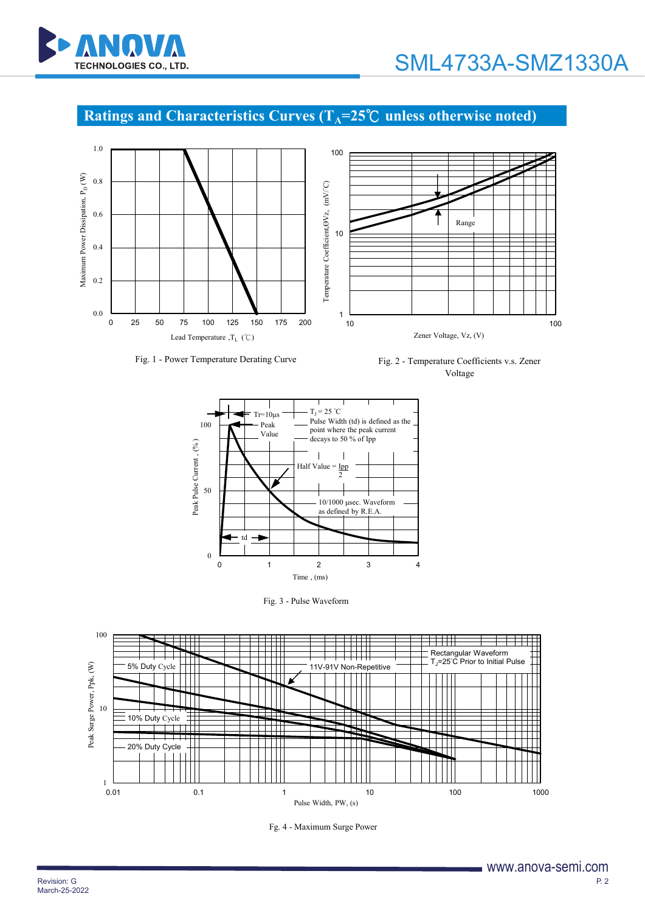## Ratings and Characteristics Curves ($T_A$=25℃ unless otherwise noted)

Fig. 1 - Power Temperature Derating Curve

Fig. 2 - Temperature Coefficients v.s. Zener Voltage

Fig. 3 - Pulse Waveform

Fg. 4 - Maximum Surge Power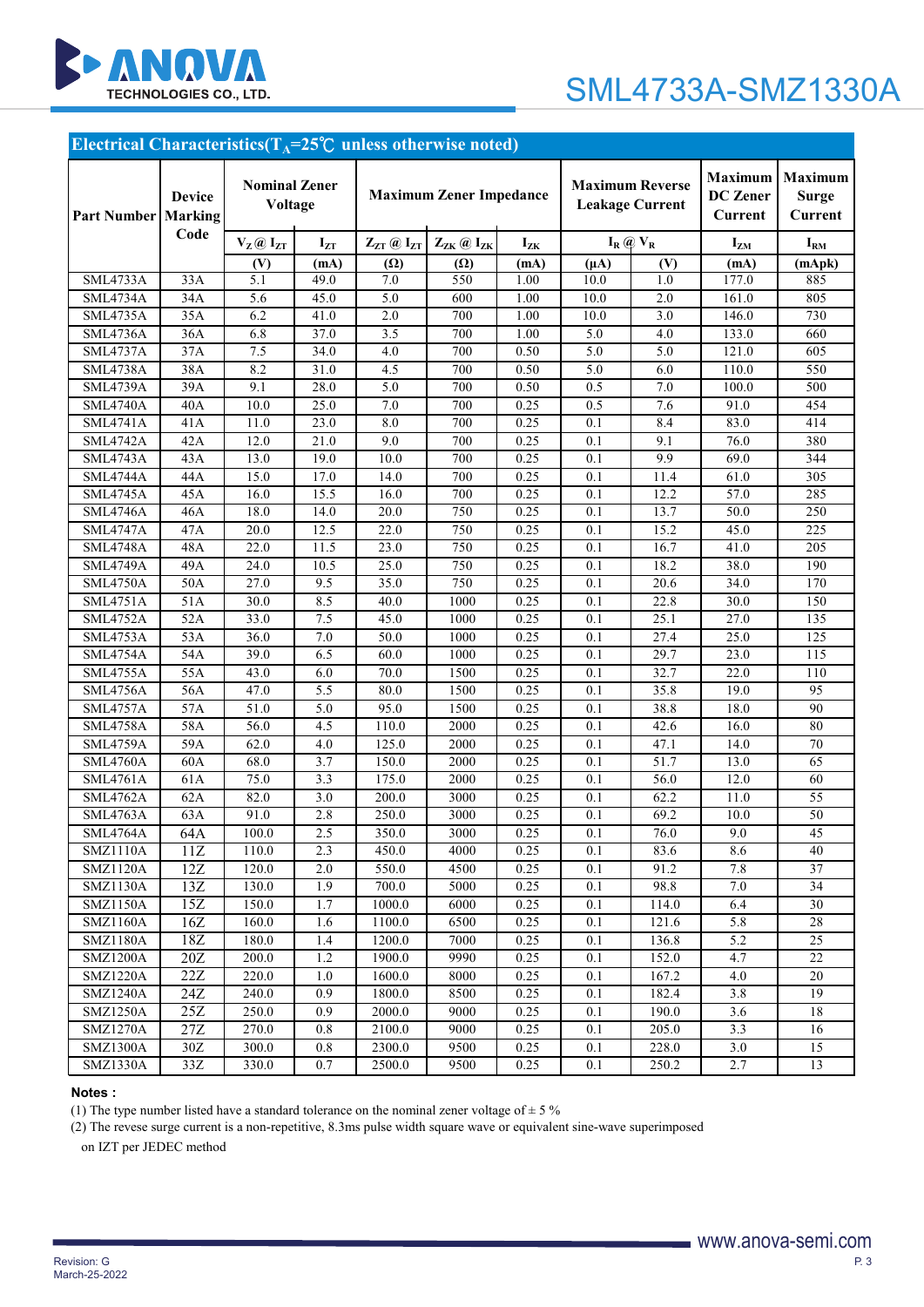## Electrical Characteristics($T_A$=25℃ unless otherwise noted)

| Part Number | Device Marking Code | Nominal Zener Voltage | | Maximum Zener Impedance | | | Maximum Reverse Leakage Current | | Maximum DC Zener Current | Maximum Surge Current |
|---|---|---|---|---|---|---|---|---|---|---|
| | | $V_Z$ @ $I_{ZT}$ | $I_{ZT}$ | $Z_{ZT}$ @ $I_{ZT}$ | $Z_{ZK}$ @ $I_{ZK}$ | $I_{ZK}$ | $I_R$ @ $V_R$ | | $I_{ZM}$ | $I_{RM}$ |
| | | (V) | (mA) | (Ω) | (Ω) | (mA) | (μA) | (V) | (mA) | (mApk) |
| SML4733A | 33A | 5.1 | 49.0 | 7.0 | 550 | 1.00 | 10.0 | 1.0 | 177.0 | 885 |
| SML4734A | 34A | 5.6 | 45.0 | 5.0 | 600 | 1.00 | 10.0 | 2.0 | 161.0 | 805 |
| SML4735A | 35A | 6.2 | 41.0 | 2.0 | 700 | 1.00 | 10.0 | 3.0 | 146.0 | 730 |
| SML4736A | 36A | 6.8 | 37.0 | 3.5 | 700 | 1.00 | 5.0 | 4.0 | 133.0 | 660 |
| SML4737A | 37A | 7.5 | 34.0 | 4.0 | 700 | 0.50 | 5.0 | 5.0 | 121.0 | 605 |
| SML4738A | 38A | 8.2 | 31.0 | 4.5 | 700 | 0.50 | 5.0 | 6.0 | 110.0 | 550 |
| SML4739A | 39A | 9.1 | 28.0 | 5.0 | 700 | 0.50 | 0.5 | 7.0 | 100.0 | 500 |
| SML4740A | 40A | 10.0 | 25.0 | 7.0 | 700 | 0.25 | 0.5 | 7.6 | 91.0 | 454 |
| SML4741A | 41A | 11.0 | 23.0 | 8.0 | 700 | 0.25 | 0.1 | 8.4 | 83.0 | 414 |
| SML4742A | 42A | 12.0 | 21.0 | 9.0 | 700 | 0.25 | 0.1 | 9.1 | 76.0 | 380 |
| SML4743A | 43A | 13.0 | 19.0 | 10.0 | 700 | 0.25 | 0.1 | 9.9 | 69.0 | 344 |
| SML4744A | 44A | 15.0 | 17.0 | 14.0 | 700 | 0.25 | 0.1 | 11.4 | 61.0 | 305 |
| SML4745A | 45A | 16.0 | 15.5 | 16.0 | 700 | 0.25 | 0.1 | 12.2 | 57.0 | 285 |
| SML4746A | 46A | 18.0 | 14.0 | 20.0 | 750 | 0.25 | 0.1 | 13.7 | 50.0 | 250 |
| SML4747A | 47A | 20.0 | 12.5 | 22.0 | 750 | 0.25 | 0.1 | 15.2 | 45.0 | 225 |
| SML4748A | 48A | 22.0 | 11.5 | 23.0 | 750 | 0.25 | 0.1 | 16.7 | 41.0 | 205 |
| SML4749A | 49A | 24.0 | 10.5 | 25.0 | 750 | 0.25 | 0.1 | 18.2 | 38.0 | 190 |
| SML4750A | 50A | 27.0 | 9.5 | 35.0 | 750 | 0.25 | 0.1 | 20.6 | 34.0 | 170 |
| SML4751A | 51A | 30.0 | 8.5 | 40.0 | 1000 | 0.25 | 0.1 | 22.8 | 30.0 | 150 |
| SML4752A | 52A | 33.0 | 7.5 | 45.0 | 1000 | 0.25 | 0.1 | 25.1 | 27.0 | 135 |
| SML4753A | 53A | 36.0 | 7.0 | 50.0 | 1000 | 0.25 | 0.1 | 27.4 | 25.0 | 125 |
| SML4754A | 54A | 39.0 | 6.5 | 60.0 | 1000 | 0.25 | 0.1 | 29.7 | 23.0 | 115 |
| SML4755A | 55A | 43.0 | 6.0 | 70.0 | 1500 | 0.25 | 0.1 | 32.7 | 22.0 | 110 |
| SML4756A | 56A | 47.0 | 5.5 | 80.0 | 1500 | 0.25 | 0.1 | 35.8 | 19.0 | 95 |
| SML4757A | 57A | 51.0 | 5.0 | 95.0 | 1500 | 0.25 | 0.1 | 38.8 | 18.0 | 90 |
| SML4758A | 58A | 56.0 | 4.5 | 110.0 | 2000 | 0.25 | 0.1 | 42.6 | 16.0 | 80 |
| SML4759A | 59A | 62.0 | 4.0 | 125.0 | 2000 | 0.25 | 0.1 | 47.1 | 14.0 | 70 |
| SML4760A | 60A | 68.0 | 3.7 | 150.0 | 2000 | 0.25 | 0.1 | 51.7 | 13.0 | 65 |
| SML4761A | 61A | 75.0 | 3.3 | 175.0 | 2000 | 0.25 | 0.1 | 56.0 | 12.0 | 60 |
| SML4762A | 62A | 82.0 | 3.0 | 200.0 | 3000 | 0.25 | 0.1 | 62.2 | 11.0 | 55 |
| SML4763A | 63A | 91.0 | 2.8 | 250.0 | 3000 | 0.25 | 0.1 | 69.2 | 10.0 | 50 |
| SML4764A | 64A | 100.0 | 2.5 | 350.0 | 3000 | 0.25 | 0.1 | 76.0 | 9.0 | 45 |
| SMZ1110A | 11Z | 110.0 | 2.3 | 450.0 | 4000 | 0.25 | 0.1 | 83.6 | 8.6 | 40 |
| SMZ1120A | 12Z | 120.0 | 2.0 | 550.0 | 4500 | 0.25 | 0.1 | 91.2 | 7.8 | 37 |
| SMZ1130A | 13Z | 130.0 | 1.9 | 700.0 | 5000 | 0.25 | 0.1 | 98.8 | 7.0 | 34 |
| SMZ1150A | 15Z | 150.0 | 1.7 | 1000.0 | 6000 | 0.25 | 0.1 | 114.0 | 6.4 | 30 |
| SMZ1160A | 16Z | 160.0 | 1.6 | 1100.0 | 6500 | 0.25 | 0.1 | 121.6 | 5.8 | 28 |
| SMZ1180A | 18Z | 180.0 | 1.4 | 1200.0 | 7000 | 0.25 | 0.1 | 136.8 | 5.2 | 25 |
| SMZ1200A | 20Z | 200.0 | 1.2 | 1900.0 | 9990 | 0.25 | 0.1 | 152.0 | 4.7 | 22 |
| SMZ1220A | 22Z | 220.0 | 1.0 | 1600.0 | 8000 | 0.25 | 0.1 | 167.2 | 4.0 | 20 |
| SMZ1240A | 24Z | 240.0 | 0.9 | 1800.0 | 8500 | 0.25 | 0.1 | 182.4 | 3.8 | 19 |
| SMZ1250A | 25Z | 250.0 | 0.9 | 2000.0 | 9000 | 0.25 | 0.1 | 190.0 | 3.6 | 18 |
| SMZ1270A | 27Z | 270.0 | 0.8 | 2100.0 | 9000 | 0.25 | 0.1 | 205.0 | 3.3 | 16 |
| SMZ1300A | 30Z | 300.0 | 0.8 | 2300.0 | 9500 | 0.25 | 0.1 | 228.0 | 3.0 | 15 |
| SMZ1330A | 33Z | 330.0 | 0.7 | 2500.0 | 9500 | 0.25 | 0.1 | 250.2 | 2.7 | 13 |

**Notes :**

(1) The type number listed have a standard tolerance on the nominal zener voltage of ± 5 %

(2) The revese surge current is a non-repetitive, 8.3ms pulse width square wave or equivalent sine-wave superimposed on IZT per JEDEC method

Revision: G
March-25-2022